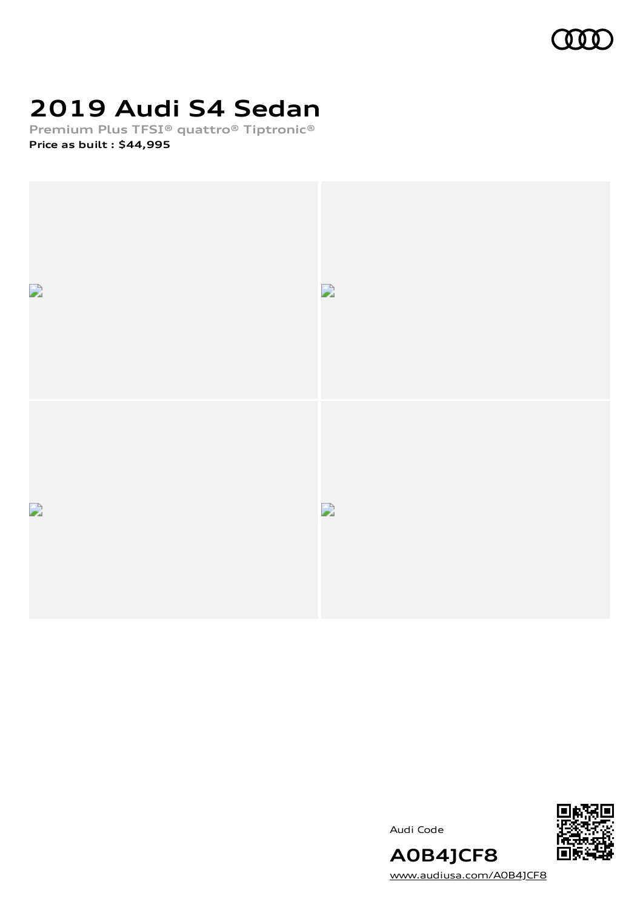# 2019 Audi S4 Sedan

Premium Plus TFSI® quattro® Tiptronic®

**Price as built : $44,995**

Audi Code

**A0B4JCF8**

www.audiusa.com/A0B4JCF8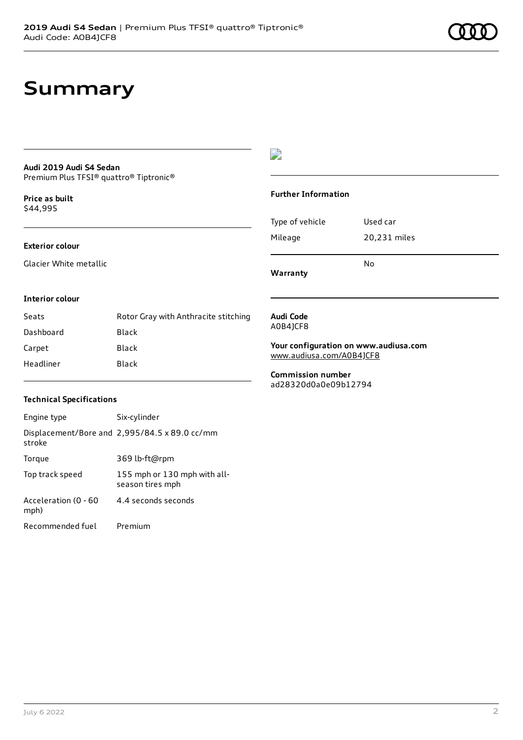# Summary

**Audi 2019 Audi S4 Sedan**
Premium Plus TFSI® quattro® Tiptronic®

**Price as built**
$44,995

**Exterior colour**

Glacier White metallic

**Interior colour**

| | |
|---|---|
| Seats | Rotor Gray with Anthracite stitching |
| Dashboard | Black |
| Carpet | Black |
| Headliner | Black |

**Technical Specifications**

| | |
|---|---|
| Engine type | Six-cylinder |
| Displacement/Bore and stroke | 2,995/84.5 x 89.0 cc/mm |
| Torque | 369 lb-ft@rpm |
| Top track speed | 155 mph or 130 mph with all-season tires mph |
| Acceleration (0 - 60 mph) | 4.4 seconds seconds |
| Recommended fuel | Premium |

**Further Information**

| | |
|---|---|
| Type of vehicle | Used car |
| Mileage | 20,231 miles |
| **Warranty** | No |

**Audi Code**
A0B4JCF8

**Your configuration on www.audiusa.com**
www.audiusa.com/A0B4JCF8

**Commission number**
ad28320d0a0e09b12794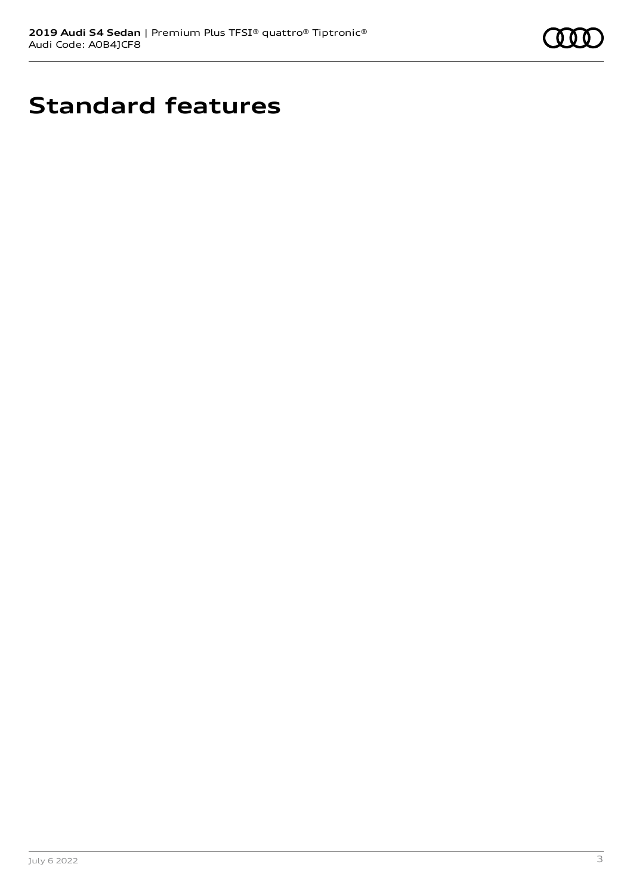# Standard features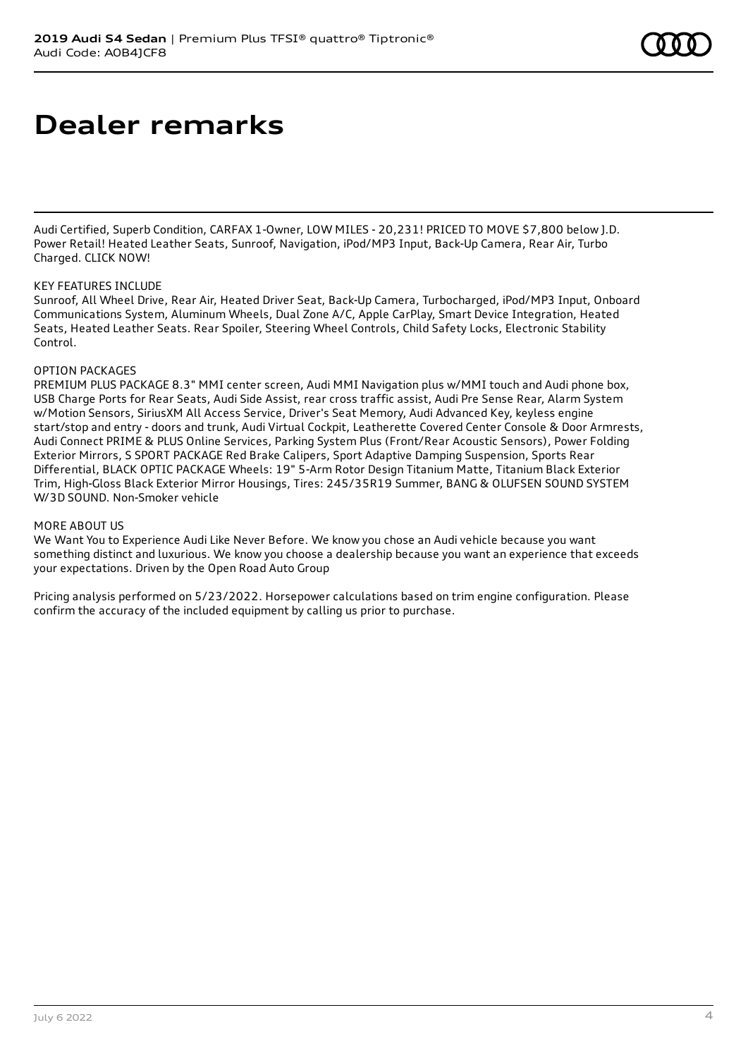# Dealer remarks

Audi Certified, Superb Condition, CARFAX 1-Owner, LOW MILES - 20,231! PRICED TO MOVE $7,800 below J.D. Power Retail! Heated Leather Seats, Sunroof, Navigation, iPod/MP3 Input, Back-Up Camera, Rear Air, Turbo Charged. CLICK NOW!

KEY FEATURES INCLUDE
Sunroof, All Wheel Drive, Rear Air, Heated Driver Seat, Back-Up Camera, Turbocharged, iPod/MP3 Input, Onboard Communications System, Aluminum Wheels, Dual Zone A/C, Apple CarPlay, Smart Device Integration, Heated Seats, Heated Leather Seats. Rear Spoiler, Steering Wheel Controls, Child Safety Locks, Electronic Stability Control.

OPTION PACKAGES
PREMIUM PLUS PACKAGE 8.3" MMI center screen, Audi MMI Navigation plus w/MMI touch and Audi phone box, USB Charge Ports for Rear Seats, Audi Side Assist, rear cross traffic assist, Audi Pre Sense Rear, Alarm System w/Motion Sensors, SiriusXM All Access Service, Driver's Seat Memory, Audi Advanced Key, keyless engine start/stop and entry - doors and trunk, Audi Virtual Cockpit, Leatherette Covered Center Console & Door Armrests, Audi Connect PRIME & PLUS Online Services, Parking System Plus (Front/Rear Acoustic Sensors), Power Folding Exterior Mirrors, S SPORT PACKAGE Red Brake Calipers, Sport Adaptive Damping Suspension, Sports Rear Differential, BLACK OPTIC PACKAGE Wheels: 19" 5-Arm Rotor Design Titanium Matte, Titanium Black Exterior Trim, High-Gloss Black Exterior Mirror Housings, Tires: 245/35R19 Summer, BANG & OLUFSEN SOUND SYSTEM W/3D SOUND. Non-Smoker vehicle

MORE ABOUT US
We Want You to Experience Audi Like Never Before. We know you chose an Audi vehicle because you want something distinct and luxurious. We know you choose a dealership because you want an experience that exceeds your expectations. Driven by the Open Road Auto Group

Pricing analysis performed on 5/23/2022. Horsepower calculations based on trim engine configuration. Please confirm the accuracy of the included equipment by calling us prior to purchase.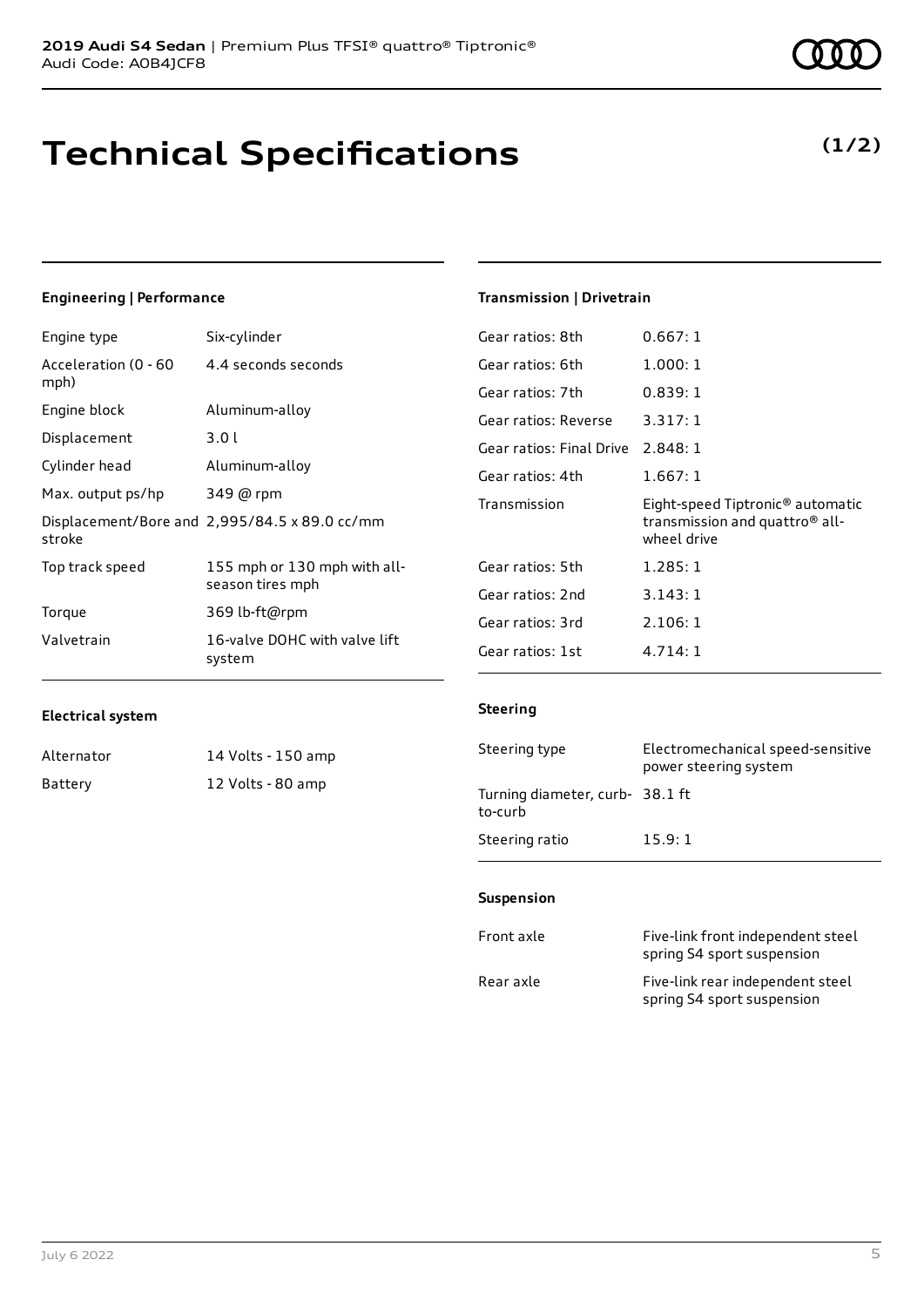# Technical Specifications

**(1/2)**

### Engineering | Performance

| | |
|---|---|
| Engine type | Six-cylinder |
| Acceleration (0 - 60 mph) | 4.4 seconds seconds |
| Engine block | Aluminum-alloy |
| Displacement | 3.0 l |
| Cylinder head | Aluminum-alloy |
| Max. output ps/hp | 349 @ rpm |
| Displacement/Bore and stroke | 2,995/84.5 x 89.0 cc/mm |
| Top track speed | 155 mph or 130 mph with all-season tires mph |
| Torque | 369 lb-ft@rpm |
| Valvetrain | 16-valve DOHC with valve lift system |

### Electrical system

| | |
|---|---|
| Alternator | 14 Volts - 150 amp |
| Battery | 12 Volts - 80 amp |

### Transmission | Drivetrain

| | |
|---|---|
| Gear ratios: 8th | 0.667: 1 |
| Gear ratios: 6th | 1.000: 1 |
| Gear ratios: 7th | 0.839: 1 |
| Gear ratios: Reverse | 3.317: 1 |
| Gear ratios: Final Drive | 2.848: 1 |
| Gear ratios: 4th | 1.667: 1 |
| Transmission | Eight-speed Tiptronic® automatic transmission and quattro® all-wheel drive |
| Gear ratios: 5th | 1.285: 1 |
| Gear ratios: 2nd | 3.143: 1 |
| Gear ratios: 3rd | 2.106: 1 |
| Gear ratios: 1st | 4.714: 1 |

### Steering

| | |
|---|---|
| Steering type | Electromechanical speed-sensitive power steering system |
| Turning diameter, curb-to-curb | 38.1 ft |
| Steering ratio | 15.9: 1 |

### Suspension

| | |
|---|---|
| Front axle | Five-link front independent steel spring S4 sport suspension |
| Rear axle | Five-link rear independent steel spring S4 sport suspension |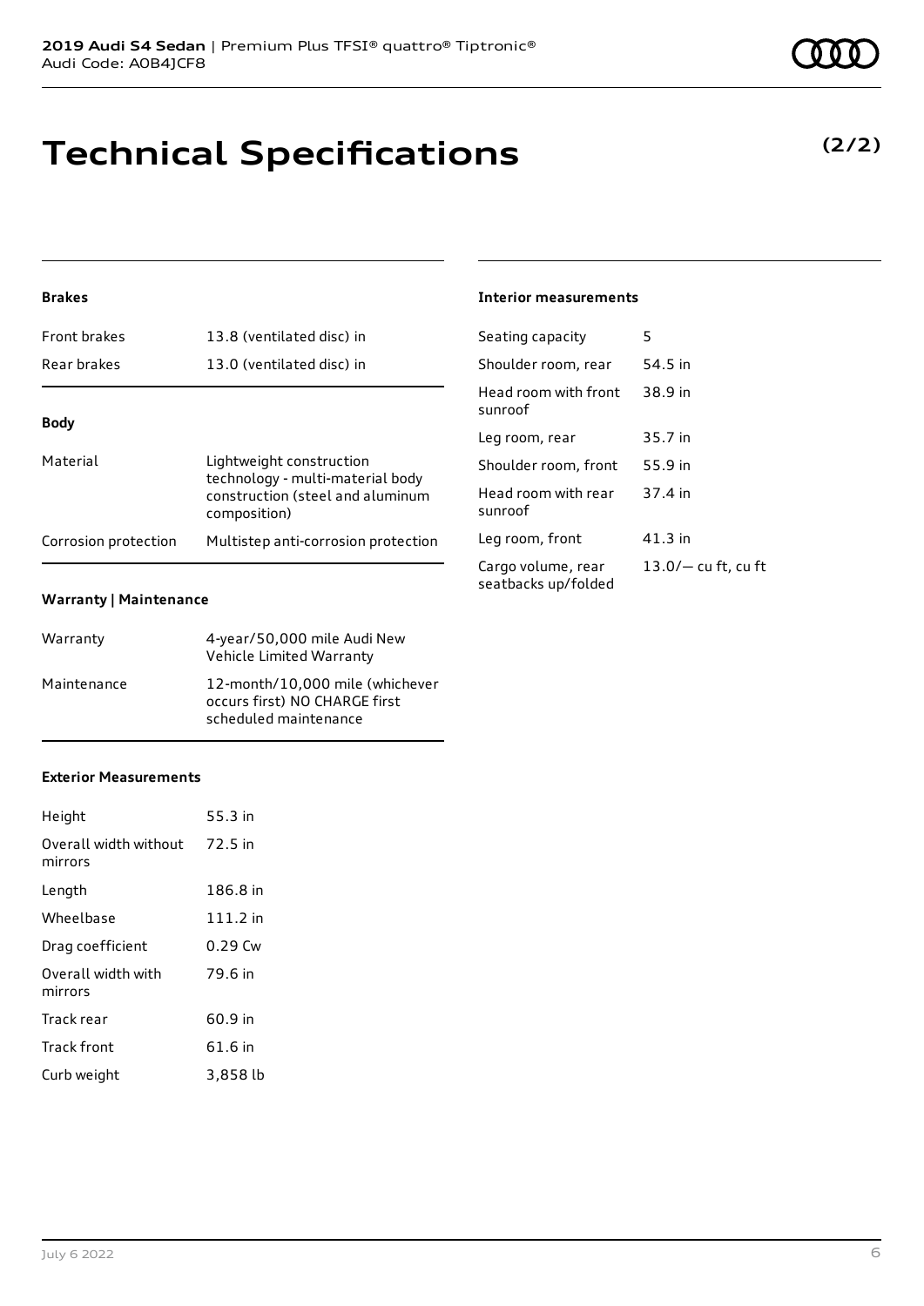# Technical Specifications

**(2/2)**

### Brakes

| | |
|---|---|
| Front brakes | 13.8 (ventilated disc) in |
| Rear brakes | 13.0 (ventilated disc) in |

### Body

| | |
|---|---|
| Material | Lightweight construction technology - multi-material body construction (steel and aluminum composition) |
| Corrosion protection | Multistep anti-corrosion protection |

### Warranty | Maintenance

| | |
|---|---|
| Warranty | 4-year/50,000 mile Audi New Vehicle Limited Warranty |
| Maintenance | 12-month/10,000 mile (whichever occurs first) NO CHARGE first scheduled maintenance |

### Exterior Measurements

| | |
|---|---|
| Height | 55.3 in |
| Overall width without mirrors | 72.5 in |
| Length | 186.8 in |
| Wheelbase | 111.2 in |
| Drag coefficient | 0.29 Cw |
| Overall width with mirrors | 79.6 in |
| Track rear | 60.9 in |
| Track front | 61.6 in |
| Curb weight | 3,858 lb |

### Interior measurements

| | |
|---|---|
| Seating capacity | 5 |
| Shoulder room, rear | 54.5 in |
| Head room with front sunroof | 38.9 in |
| Leg room, rear | 35.7 in |
| Shoulder room, front | 55.9 in |
| Head room with rear sunroof | 37.4 in |
| Leg room, front | 41.3 in |
| Cargo volume, rear seatbacks up/folded | 13.0/— cu ft, cu ft |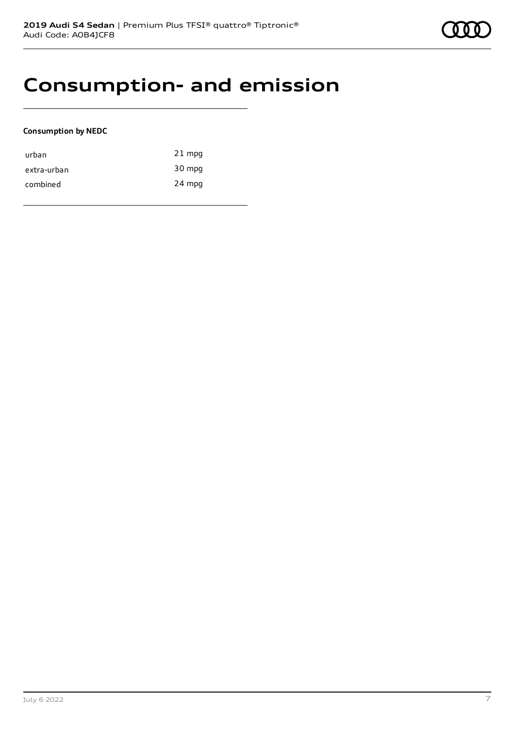# Consumption- and emission

**Consumption by NEDC**

| | |
|---|---|
| urban | 21 mpg |
| extra-urban | 30 mpg |
| combined | 24 mpg |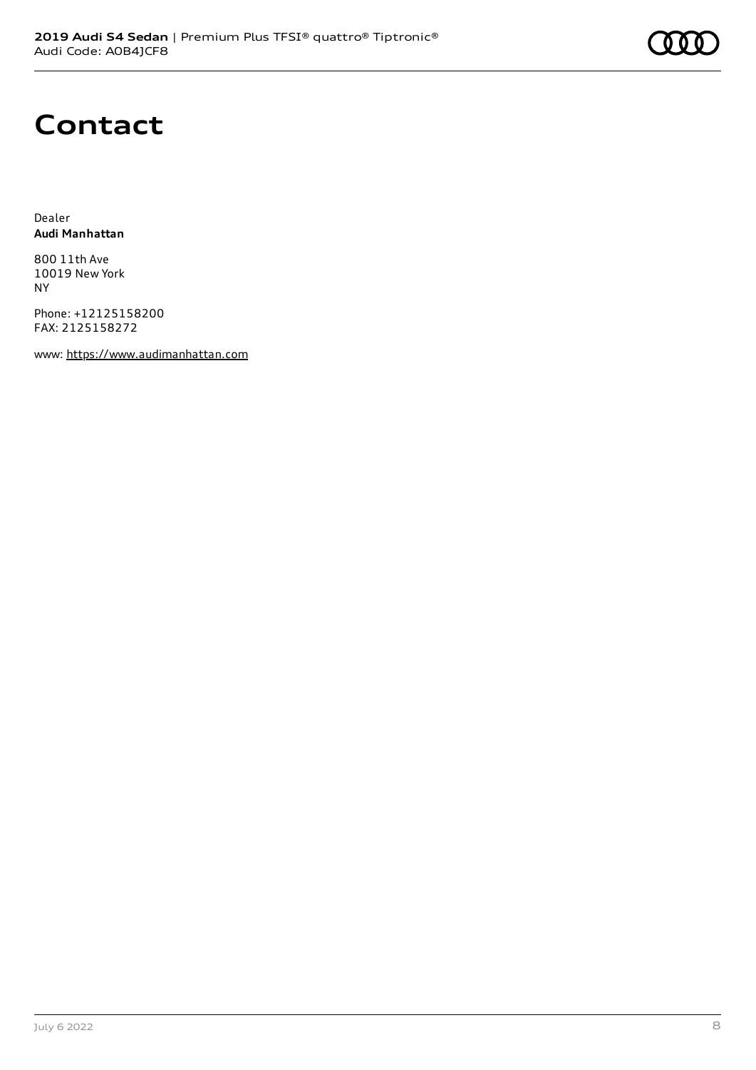# Contact

Dealer
**Audi Manhattan**

800 11th Ave
10019 New York
NY

Phone: +12125158200
FAX: 2125158272

www: https://www.audimanhattan.com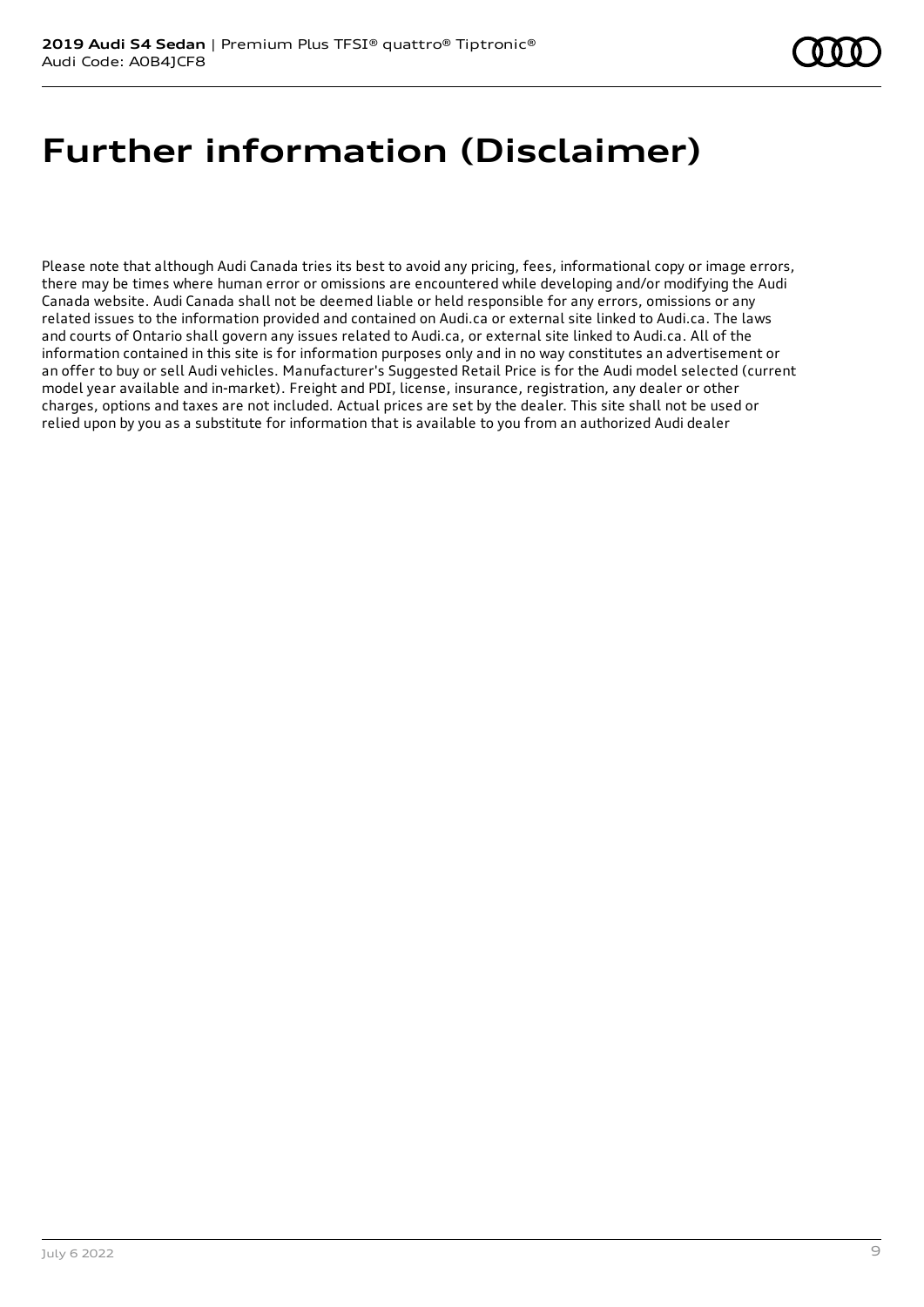# Further information (Disclaimer)

Please note that although Audi Canada tries its best to avoid any pricing, fees, informational copy or image errors, there may be times where human error or omissions are encountered while developing and/or modifying the Audi Canada website. Audi Canada shall not be deemed liable or held responsible for any errors, omissions or any related issues to the information provided and contained on Audi.ca or external site linked to Audi.ca. The laws and courts of Ontario shall govern any issues related to Audi.ca, or external site linked to Audi.ca. All of the information contained in this site is for information purposes only and in no way constitutes an advertisement or an offer to buy or sell Audi vehicles. Manufacturer's Suggested Retail Price is for the Audi model selected (current model year available and in-market). Freight and PDI, license, insurance, registration, any dealer or other charges, options and taxes are not included. Actual prices are set by the dealer. This site shall not be used or relied upon by you as a substitute for information that is available to you from an authorized Audi dealer